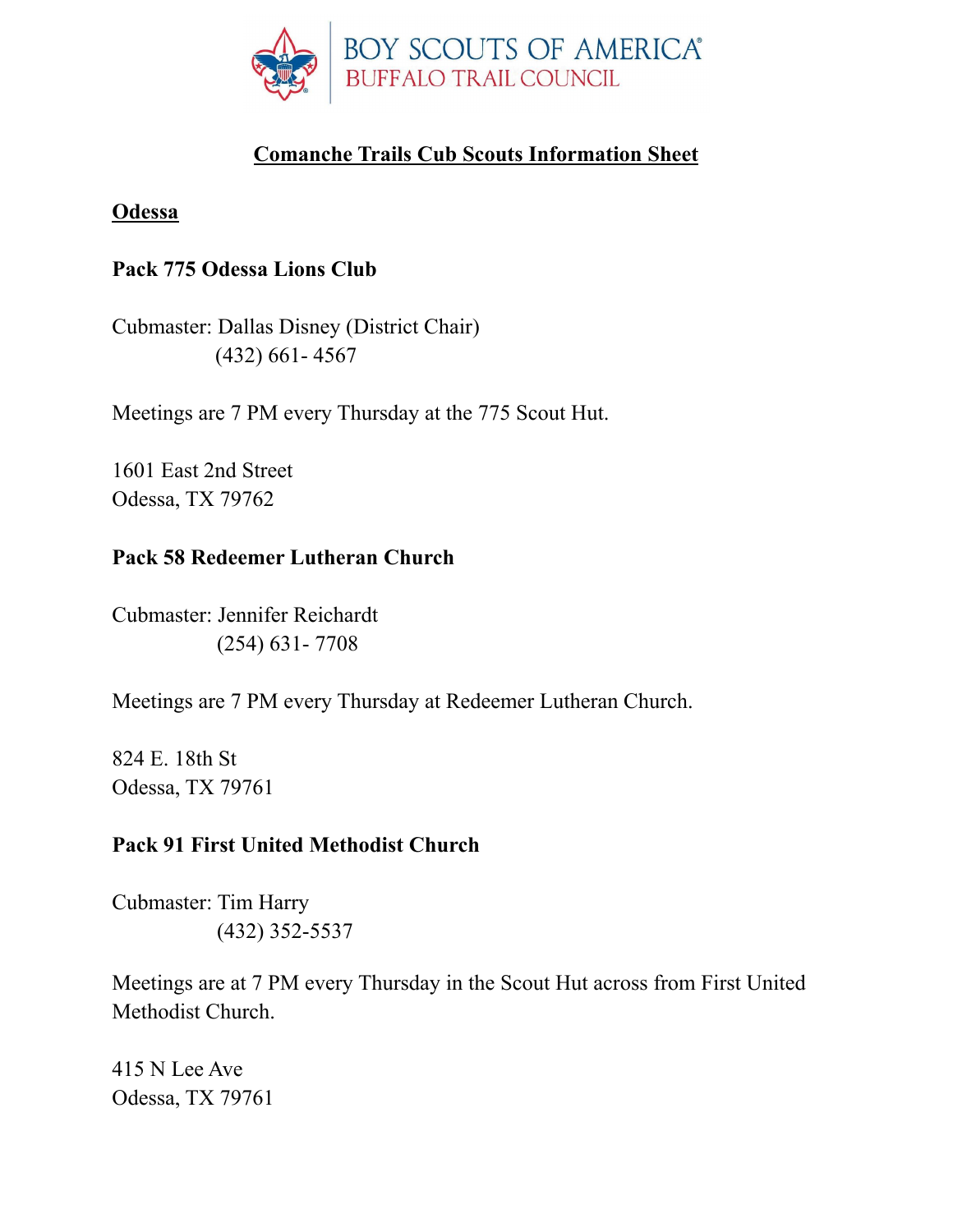BOY SCOUTS OF AMERICA®
BUFFALO TRAIL COUNCIL

# Comanche Trails Cub Scouts Information Sheet

## Odessa

### Pack 775 Odessa Lions Club

Cubmaster: Dallas Disney (District Chair)
(432) 661- 4567

Meetings are 7 PM every Thursday at the 775 Scout Hut.

1601 East 2nd Street
Odessa, TX 79762

### Pack 58 Redeemer Lutheran Church

Cubmaster: Jennifer Reichardt
(254) 631- 7708

Meetings are 7 PM every Thursday at Redeemer Lutheran Church.

824 E. 18th St
Odessa, TX 79761

### Pack 91 First United Methodist Church

Cubmaster: Tim Harry
(432) 352-5537

Meetings are at 7 PM every Thursday in the Scout Hut across from First United Methodist Church.

415 N Lee Ave
Odessa, TX 79761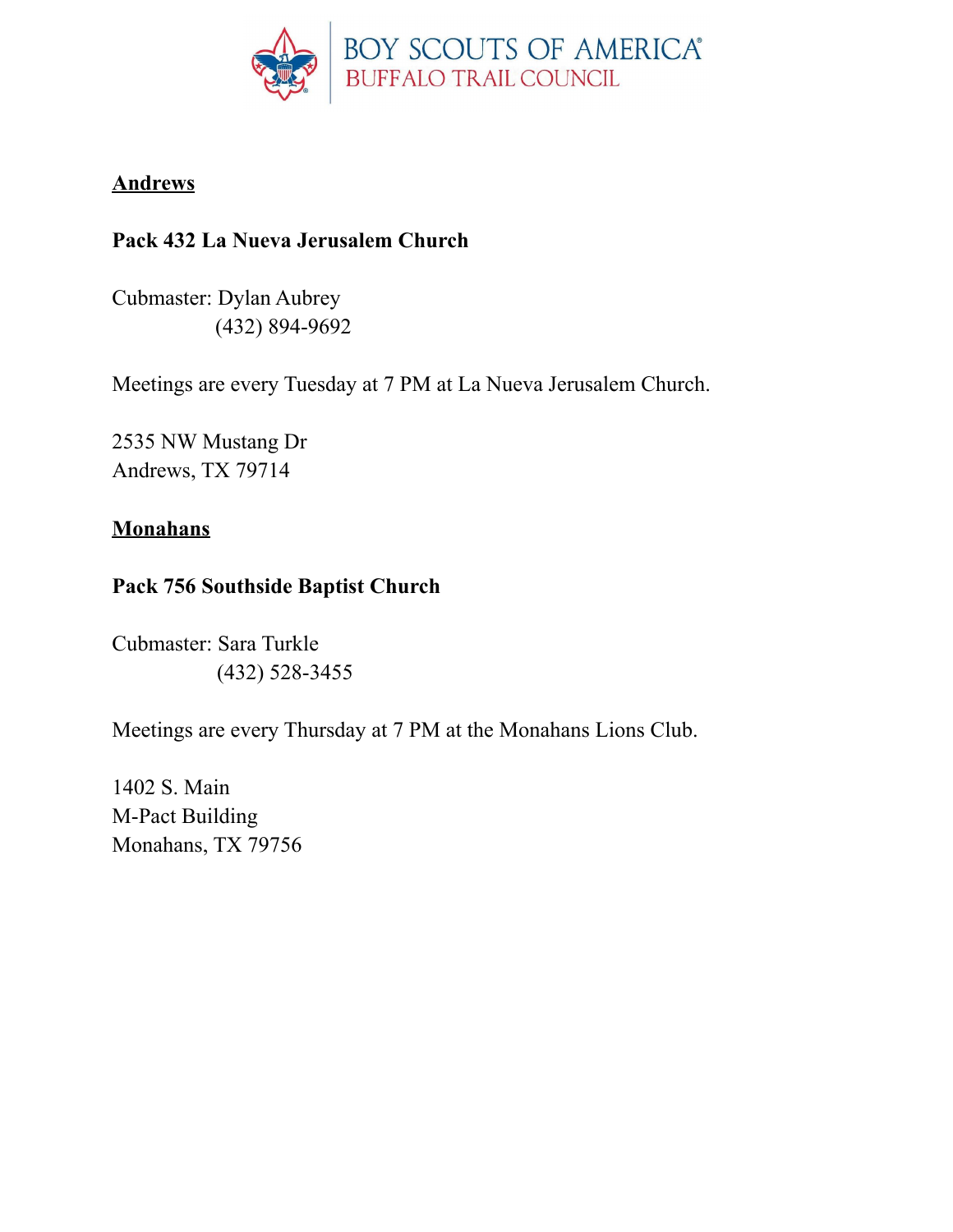BOY SCOUTS OF AMERICA®
BUFFALO TRAIL COUNCIL

## Andrews

### Pack 432 La Nueva Jerusalem Church

Cubmaster: Dylan Aubrey
(432) 894-9692

Meetings are every Tuesday at 7 PM at La Nueva Jerusalem Church.

2535 NW Mustang Dr
Andrews, TX 79714

## Monahans

### Pack 756 Southside Baptist Church

Cubmaster: Sara Turkle
(432) 528-3455

Meetings are every Thursday at 7 PM at the Monahans Lions Club.

1402 S. Main
M-Pact Building
Monahans, TX 79756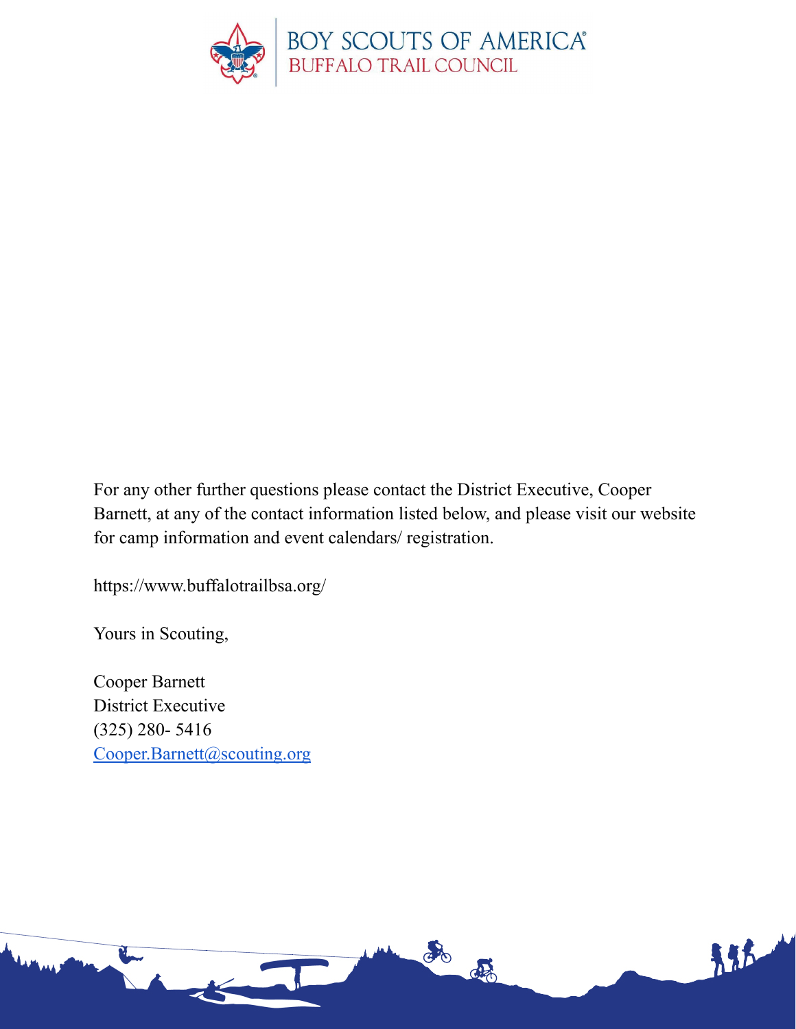For any other further questions please contact the District Executive, Cooper Barnett, at any of the contact information listed below, and please visit our website for camp information and event calendars/ registration.

https://www.buffalotrailbsa.org/

Yours in Scouting,

Cooper Barnett
District Executive
(325) 280- 5416
Cooper.Barnett@scouting.org